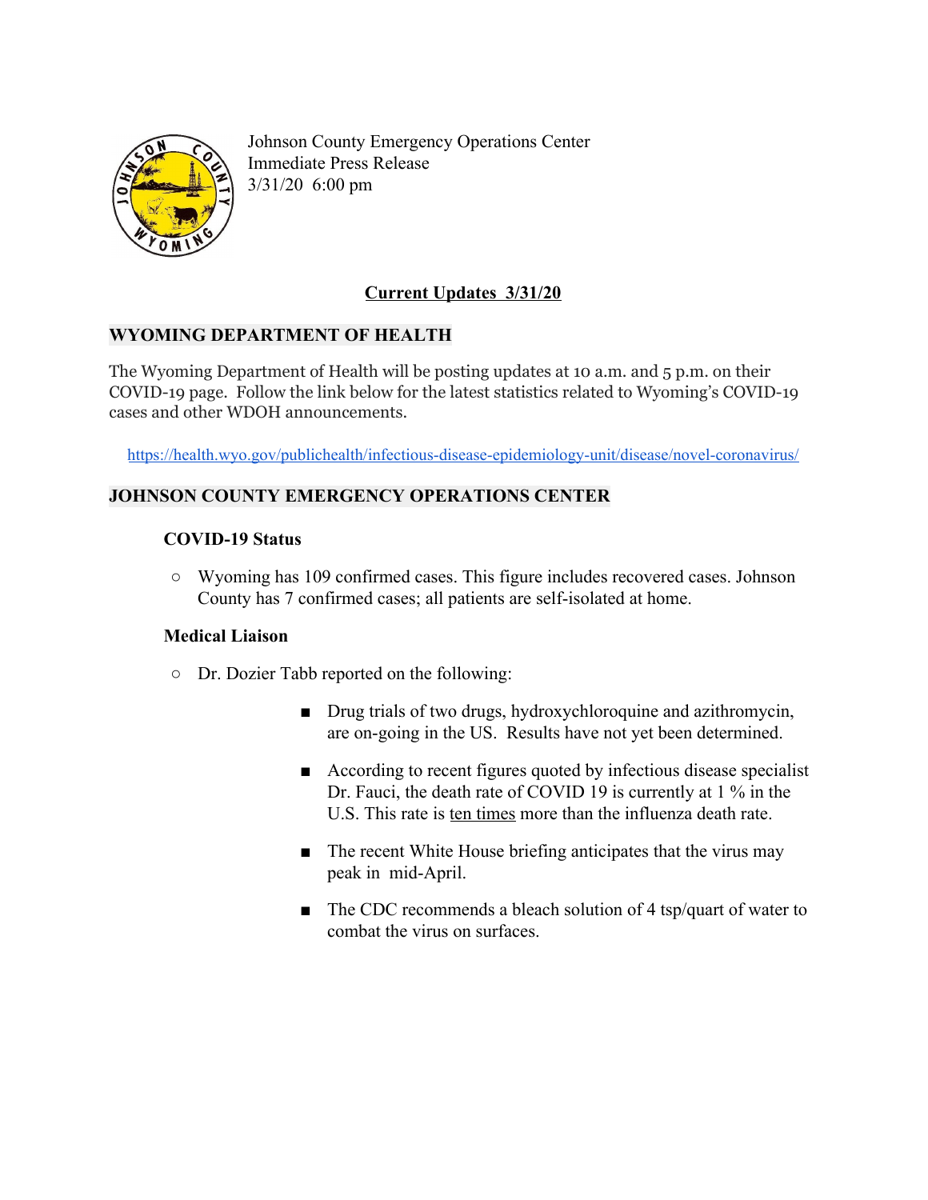Johnson County Emergency Operations Center
Immediate Press Release
3/31/20 6:00 pm

## Current Updates 3/31/20

### WYOMING DEPARTMENT OF HEALTH

The Wyoming Department of Health will be posting updates at 10 a.m. and 5 p.m. on their COVID-19 page. Follow the link below for the latest statistics related to Wyoming's COVID-19 cases and other WDOH announcements.

https://health.wyo.gov/publichealth/infectious-disease-epidemiology-unit/disease/novel-coronavirus/

### JOHNSON COUNTY EMERGENCY OPERATIONS CENTER

**COVID-19 Status**

- Wyoming has 109 confirmed cases. This figure includes recovered cases. Johnson County has 7 confirmed cases; all patients are self-isolated at home.

**Medical Liaison**

- Dr. Dozier Tabb reported on the following:
  - Drug trials of two drugs, hydroxychloroquine and azithromycin, are on-going in the US. Results have not yet been determined.
  - According to recent figures quoted by infectious disease specialist Dr. Fauci, the death rate of COVID 19 is currently at 1 % in the U.S. This rate is ten times more than the influenza death rate.
  - The recent White House briefing anticipates that the virus may peak in mid-April.
  - The CDC recommends a bleach solution of 4 tsp/quart of water to combat the virus on surfaces.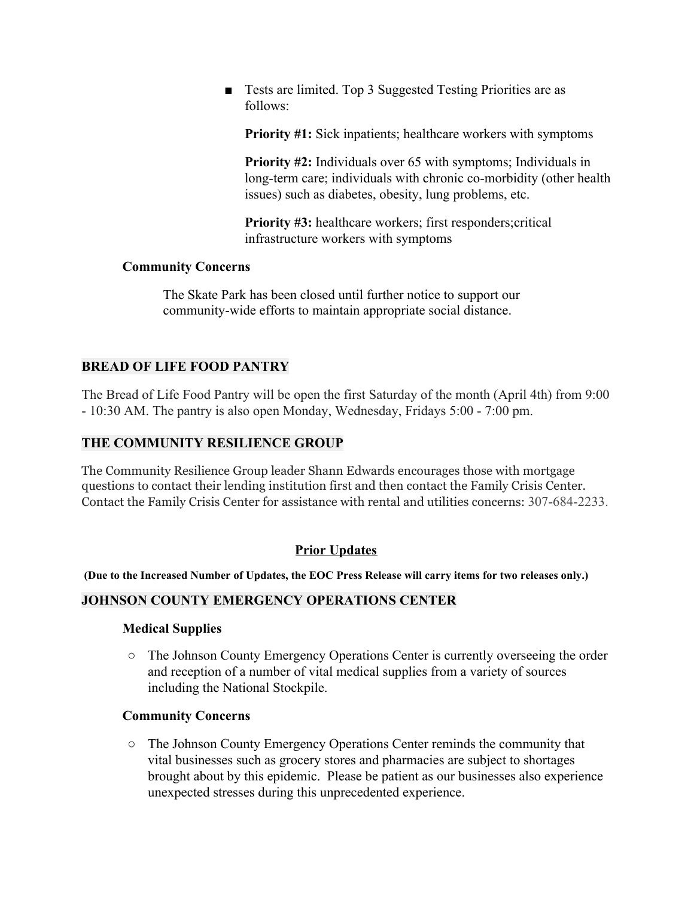- Tests are limited. Top 3 Suggested Testing Priorities are as follows:

  **Priority #1:** Sick inpatients; healthcare workers with symptoms

  **Priority #2:** Individuals over 65 with symptoms; Individuals in long-term care; individuals with chronic co-morbidity (other health issues) such as diabetes, obesity, lung problems, etc.

  **Priority #3:** healthcare workers; first responders;critical infrastructure workers with symptoms

**Community Concerns**

The Skate Park has been closed until further notice to support our community-wide efforts to maintain appropriate social distance.

## BREAD OF LIFE FOOD PANTRY

The Bread of Life Food Pantry will be open the first Saturday of the month (April 4th) from 9:00 - 10:30 AM. The pantry is also open Monday, Wednesday, Fridays 5:00 - 7:00 pm.

## THE COMMUNITY RESILIENCE GROUP

The Community Resilience Group leader Shann Edwards encourages those with mortgage questions to contact their lending institution first and then contact the Family Crisis Center. Contact the Family Crisis Center for assistance with rental and utilities concerns: 307-684-2233.

## Prior Updates

**(Due to the Increased Number of Updates, the EOC Press Release will carry items for two releases only.)**

## JOHNSON COUNTY EMERGENCY OPERATIONS CENTER

**Medical Supplies**

- The Johnson County Emergency Operations Center is currently overseeing the order and reception of a number of vital medical supplies from a variety of sources including the National Stockpile.

**Community Concerns**

- The Johnson County Emergency Operations Center reminds the community that vital businesses such as grocery stores and pharmacies are subject to shortages brought about by this epidemic. Please be patient as our businesses also experience unexpected stresses during this unprecedented experience.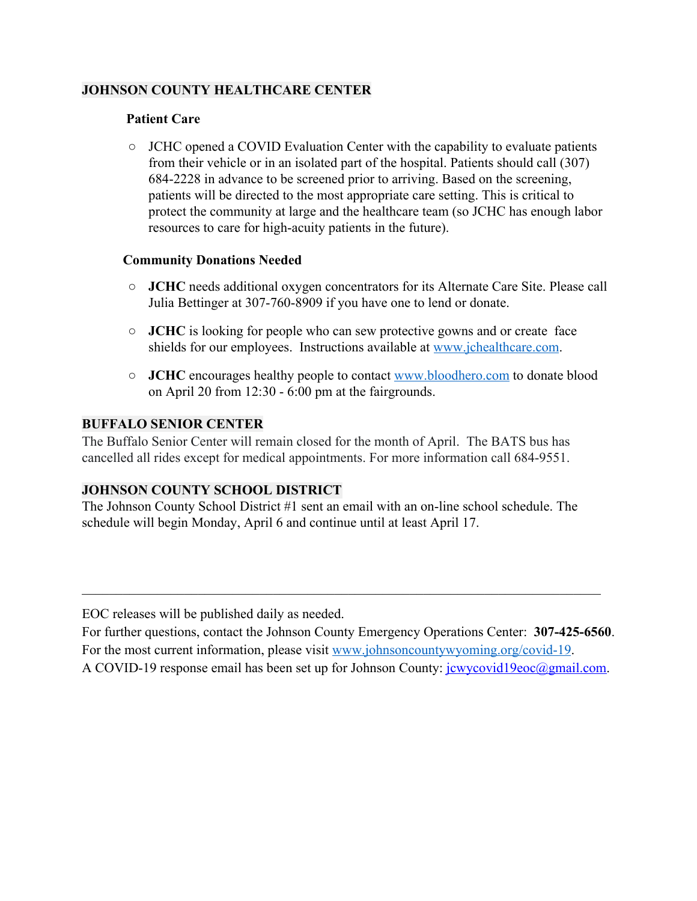**JOHNSON COUNTY HEALTHCARE CENTER**

**Patient Care**

- JCHC opened a COVID Evaluation Center with the capability to evaluate patients from their vehicle or in an isolated part of the hospital. Patients should call (307) 684-2228 in advance to be screened prior to arriving. Based on the screening, patients will be directed to the most appropriate care setting. This is critical to protect the community at large and the healthcare team (so JCHC has enough labor resources to care for high-acuity patients in the future).

**Community Donations Needed**

- **JCHC** needs additional oxygen concentrators for its Alternate Care Site. Please call Julia Bettinger at 307-760-8909 if you have one to lend or donate.
- **JCHC** is looking for people who can sew protective gowns and or create face shields for our employees. Instructions available at www.jchealthcare.com.
- **JCHC** encourages healthy people to contact www.bloodhero.com to donate blood on April 20 from 12:30 - 6:00 pm at the fairgrounds.

**BUFFALO SENIOR CENTER**

The Buffalo Senior Center will remain closed for the month of April. The BATS bus has cancelled all rides except for medical appointments. For more information call 684-9551.

**JOHNSON COUNTY SCHOOL DISTRICT**

The Johnson County School District #1 sent an email with an on-line school schedule. The schedule will begin Monday, April 6 and continue until at least April 17.

---

EOC releases will be published daily as needed.
For further questions, contact the Johnson County Emergency Operations Center: **307-425-6560**.
For the most current information, please visit www.johnsoncountywyoming.org/covid-19.
A COVID-19 response email has been set up for Johnson County: jcwycovid19eoc@gmail.com.